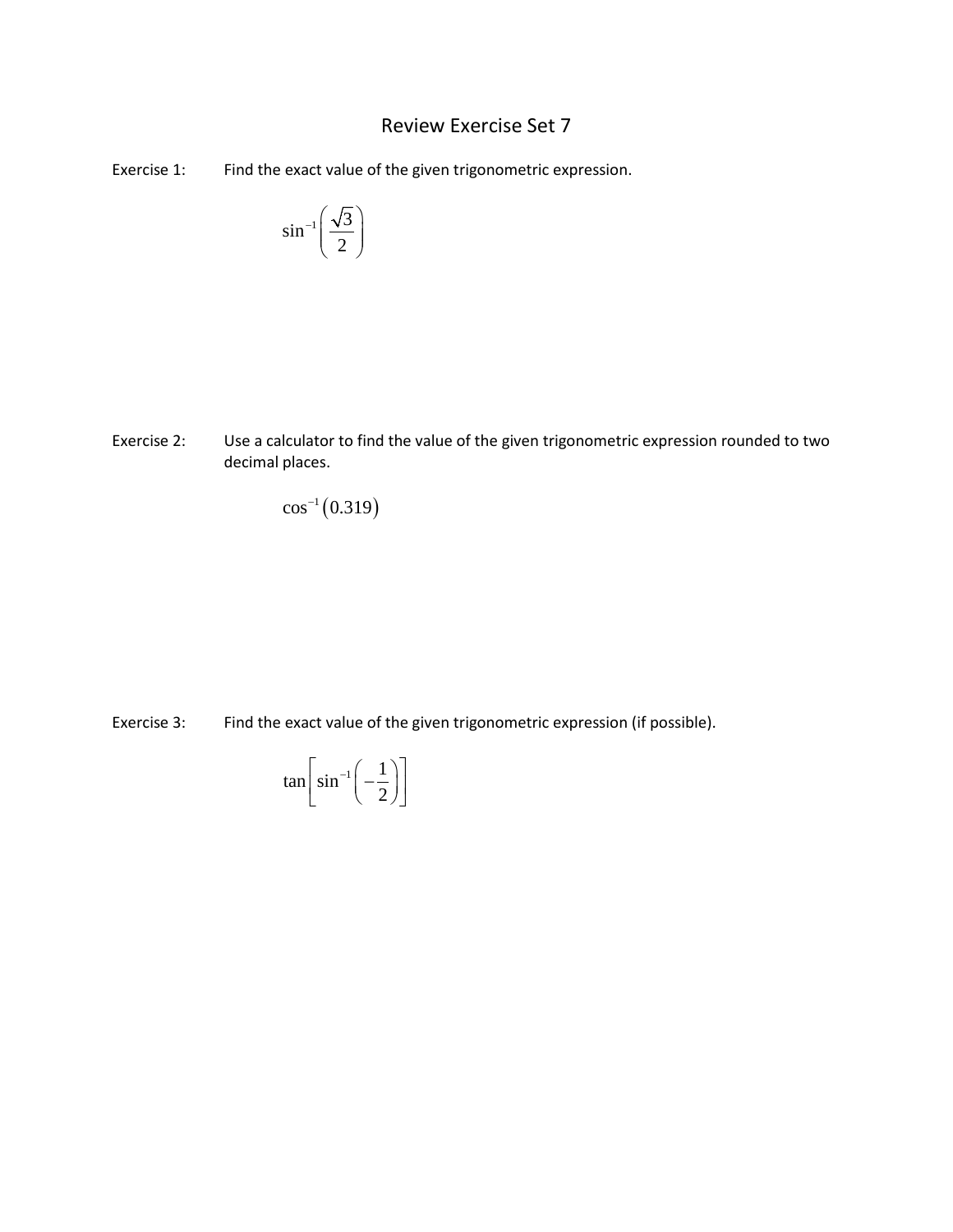# Review Exercise Set 7

Exercise 1: Find the exact value of the given trigonometric expression.

$$\sin^{-1}\left(\frac{\sqrt{3}}{2}\right)$$

Exercise 2: Use a calculator to find the value of the given trigonometric expression rounded to two decimal places.

$$\cos^{-1}(0.319)$$

Exercise 3: Find the exact value of the given trigonometric expression (if possible).

$$\tan\left[\sin^{-1}\left(-\frac{1}{2}\right)\right]$$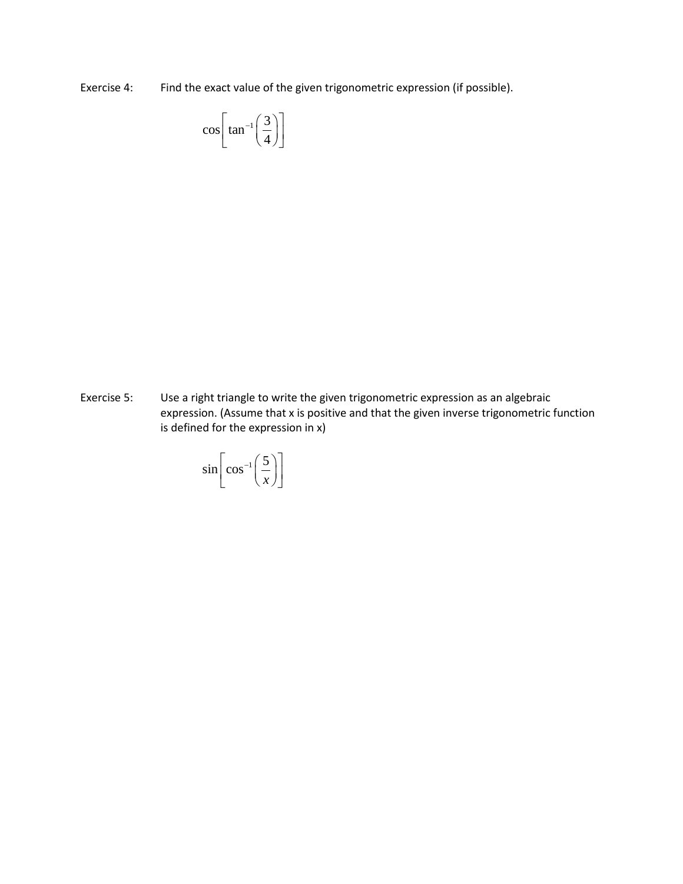Exercise 4: Find the exact value of the given trigonometric expression (if possible).

$$\cos\left[\tan^{-1}\left(\frac{3}{4}\right)\right]$$

Exercise 5: Use a right triangle to write the given trigonometric expression as an algebraic expression. (Assume that x is positive and that the given inverse trigonometric function is defined for the expression in x)

$$\sin\left[\cos^{-1}\left(\frac{5}{x}\right)\right]$$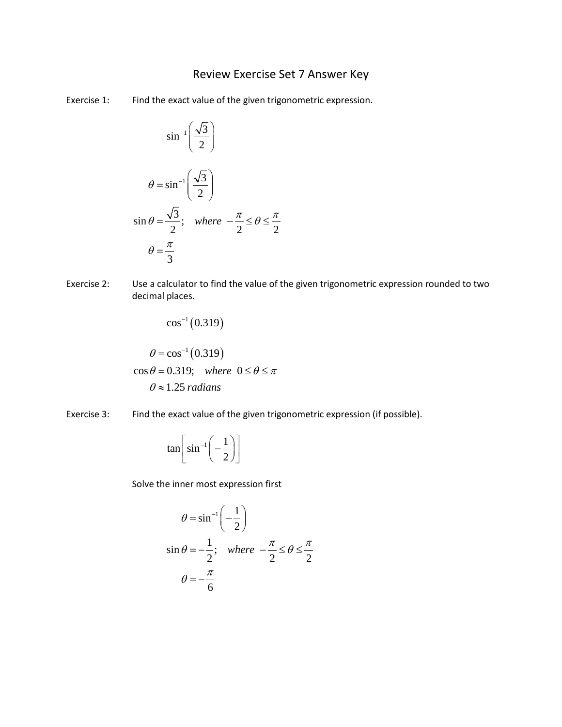# Review Exercise Set 7 Answer Key

Exercise 1: Find the exact value of the given trigonometric expression.

$$\sin^{-1}\left(\frac{\sqrt{3}}{2}\right)$$

$$\theta = \sin^{-1}\left(\frac{\sqrt{3}}{2}\right)$$

$$\sin\theta = \frac{\sqrt{3}}{2}; \quad where \ -\frac{\pi}{2} \le \theta \le \frac{\pi}{2}$$

$$\theta = \frac{\pi}{3}$$

Exercise 2: Use a calculator to find the value of the given trigonometric expression rounded to two decimal places.

$$\cos^{-1}(0.319)$$

$$\theta = \cos^{-1}(0.319)$$

$$\cos\theta = 0.319; \quad where \ 0 \le \theta \le \pi$$

$$\theta \approx 1.25 \, radians$$

Exercise 3: Find the exact value of the given trigonometric expression (if possible).

$$\tan\left[\sin^{-1}\left(-\frac{1}{2}\right)\right]$$

Solve the inner most expression first

$$\theta = \sin^{-1}\left(-\frac{1}{2}\right)$$

$$\sin\theta = -\frac{1}{2}; \quad where \ -\frac{\pi}{2} \le \theta \le \frac{\pi}{2}$$

$$\theta = -\frac{\pi}{6}$$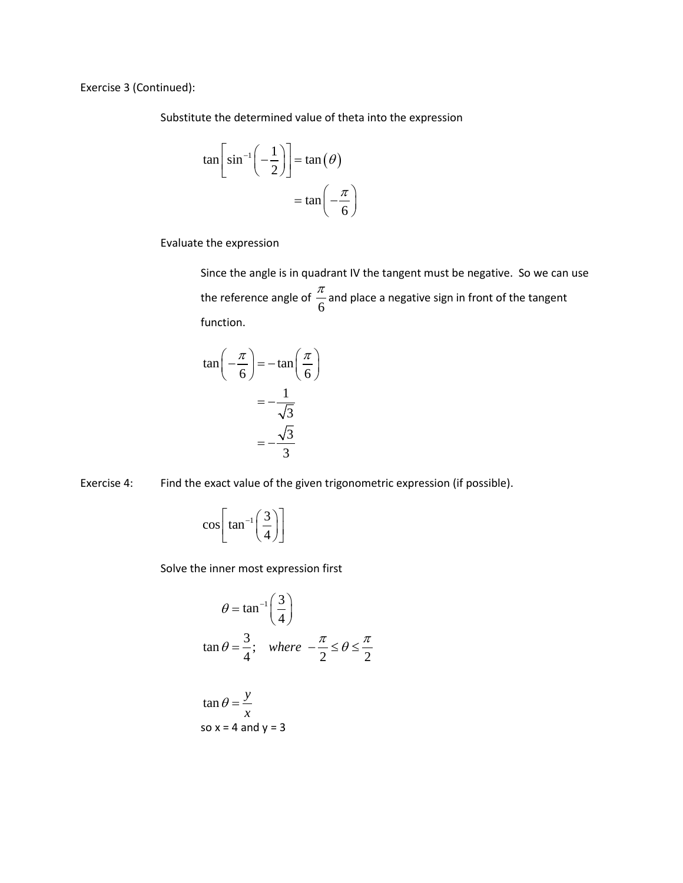Exercise 3 (Continued):

Substitute the determined value of theta into the expression

$$\tan\left[\sin^{-1}\left(-\frac{1}{2}\right)\right] = \tan(\theta)$$

$$= \tan\left(-\frac{\pi}{6}\right)$$

Evaluate the expression

Since the angle is in quadrant IV the tangent must be negative. So we can use the reference angle of $\frac{\pi}{6}$ and place a negative sign in front of the tangent function.

$$\tan\left(-\frac{\pi}{6}\right) = -\tan\left(\frac{\pi}{6}\right)$$

$$= -\frac{1}{\sqrt{3}}$$

$$= -\frac{\sqrt{3}}{3}$$

Exercise 4: Find the exact value of the given trigonometric expression (if possible).

$$\cos\left[\tan^{-1}\left(\frac{3}{4}\right)\right]$$

Solve the inner most expression first

$$\theta = \tan^{-1}\left(\frac{3}{4}\right)$$

$$\tan\theta = \frac{3}{4}; \quad where \ -\frac{\pi}{2} \le \theta \le \frac{\pi}{2}$$

$$\tan\theta = \frac{y}{x}$$

so x = 4 and y = 3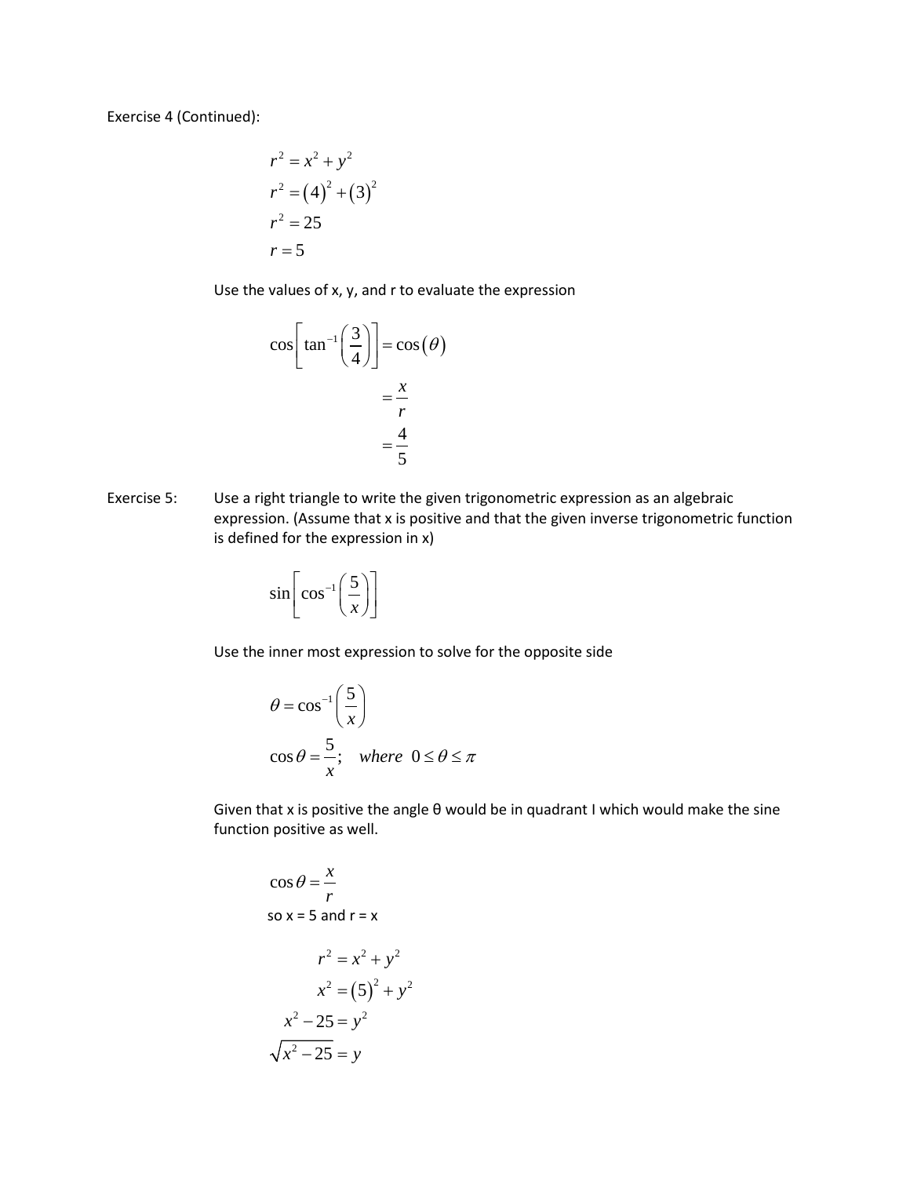Exercise 4 (Continued):

$$r^2 = x^2 + y^2$$
$$r^2 = (4)^2 + (3)^2$$
$$r^2 = 25$$
$$r = 5$$

Use the values of x, y, and r to evaluate the expression

$$\cos\left[\tan^{-1}\left(\frac{3}{4}\right)\right] = \cos(\theta)$$
$$= \frac{x}{r}$$
$$= \frac{4}{5}$$

Exercise 5: Use a right triangle to write the given trigonometric expression as an algebraic expression. (Assume that x is positive and that the given inverse trigonometric function is defined for the expression in x)

$$\sin\left[\cos^{-1}\left(\frac{5}{x}\right)\right]$$

Use the inner most expression to solve for the opposite side

$$\theta = \cos^{-1}\left(\frac{5}{x}\right)$$
$$\cos\theta = \frac{5}{x}; \quad where \;\; 0 \le \theta \le \pi$$

Given that x is positive the angle θ would be in quadrant I which would make the sine function positive as well.

$$\cos\theta = \frac{x}{r}$$

so x = 5 and r = x

$$r^2 = x^2 + y^2$$
$$x^2 = (5)^2 + y^2$$
$$x^2 - 25 = y^2$$
$$\sqrt{x^2 - 25} = y$$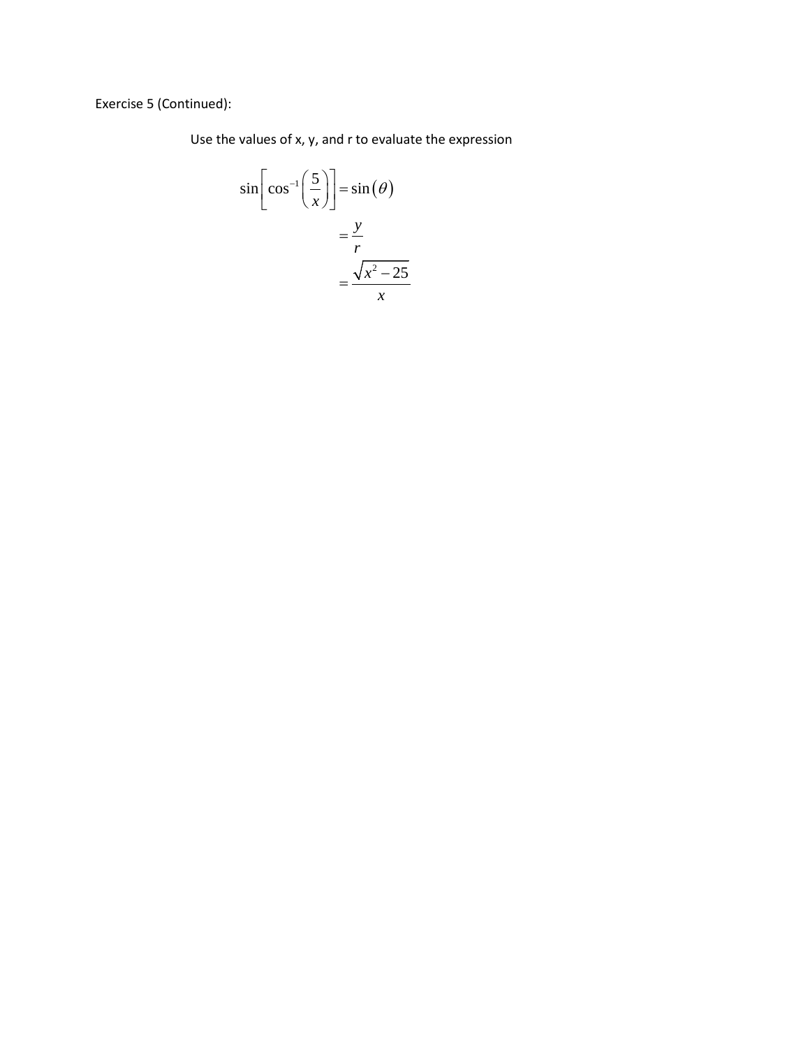Exercise 5 (Continued):

Use the values of x, y, and r to evaluate the expression

$$
\begin{aligned}
\sin\left[\cos^{-1}\left(\frac{5}{x}\right)\right] &= \sin(\theta) \\
&= \frac{y}{r} \\
&= \frac{\sqrt{x^2 - 25}}{x}
\end{aligned}
$$